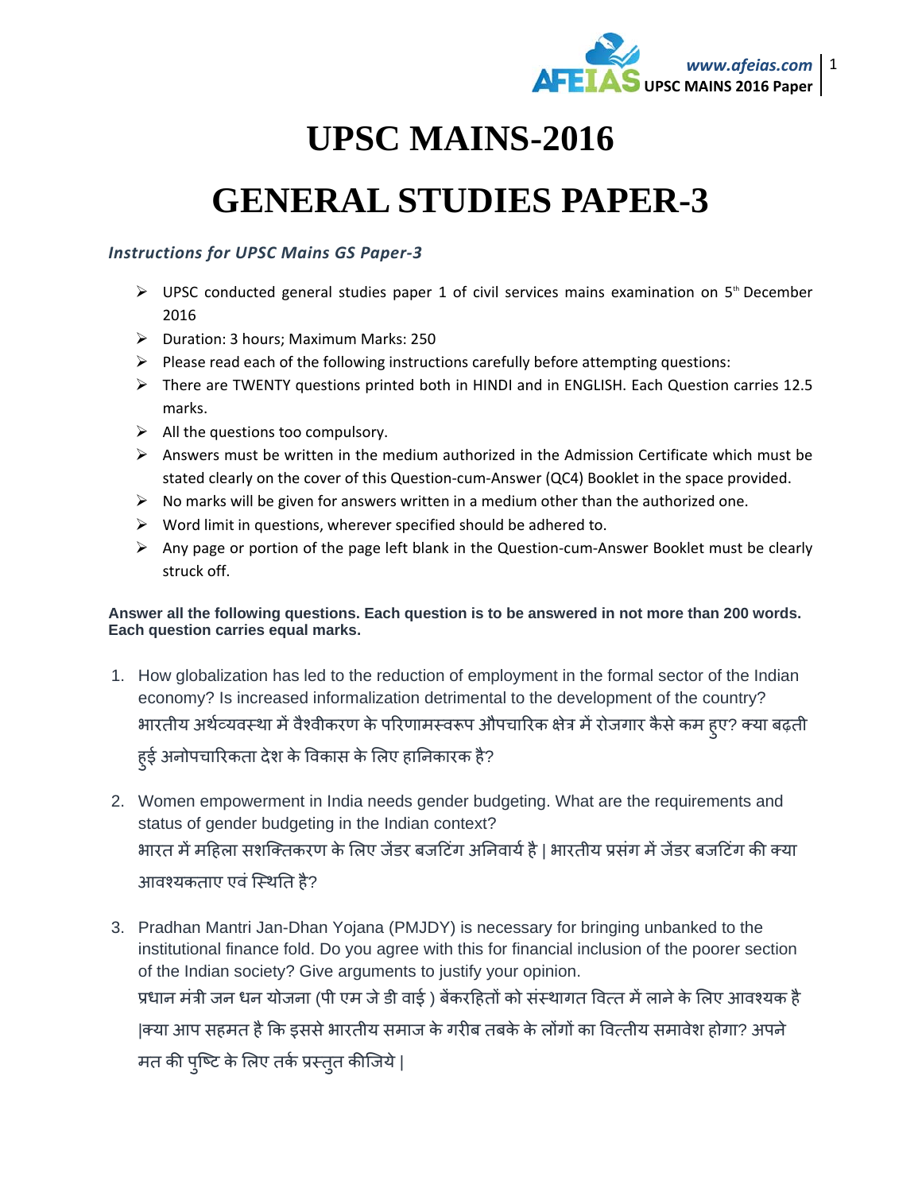# UPSC MAINS-2016

# GENERAL STUDIES PAPER-3

***Instructions for UPSC Mains GS Paper-3***

- UPSC conducted general studies paper 1 of civil services mains examination on 5th December 2016
- Duration: 3 hours; Maximum Marks: 250
- Please read each of the following instructions carefully before attempting questions:
- There are TWENTY questions printed both in HINDI and in ENGLISH. Each Question carries 12.5 marks.
- All the questions too compulsory.
- Answers must be written in the medium authorized in the Admission Certificate which must be stated clearly on the cover of this Question-cum-Answer (QC4) Booklet in the space provided.
- No marks will be given for answers written in a medium other than the authorized one.
- Word limit in questions, wherever specified should be adhered to.
- Any page or portion of the page left blank in the Question-cum-Answer Booklet must be clearly struck off.

**Answer all the following questions. Each question is to be answered in not more than 200 words. Each question carries equal marks.**

1. How globalization has led to the reduction of employment in the formal sector of the Indian economy? Is increased informalization detrimental to the development of the country?
   भारतीय अर्थव्यवस्था में वैश्वीकरण के परिणामस्वरूप औपचारिक क्षेत्र में रोजगार कैसे कम हुए? क्या बढ़ती हुई अनोपचारिकता देश के विकास के लिए हानिकारक है?

2. Women empowerment in India needs gender budgeting. What are the requirements and status of gender budgeting in the Indian context?
   भारत में महिला सशक्तिकरण के लिए जेंडर बजटिंग अनिवार्य है | भारतीय प्रसंग में जेंडर बजटिंग की क्या आवश्यकताए एवं स्थिति है?

3. Pradhan Mantri Jan-Dhan Yojana (PMJDY) is necessary for bringing unbanked to the institutional finance fold. Do you agree with this for financial inclusion of the poorer section of the Indian society? Give arguments to justify your opinion.
   प्रधान मंत्री जन धन योजना (पी एम जे डी वाई ) बेंकरहितों को संस्थागत वित्त में लाने के लिए आवश्यक है |क्या आप सहमत है कि इससे भारतीय समाज के गरीब तबके के लोंगों का वित्तीय समावेश होगा? अपने मत की पुष्टि के लिए तर्क प्रस्तुत कीजिये |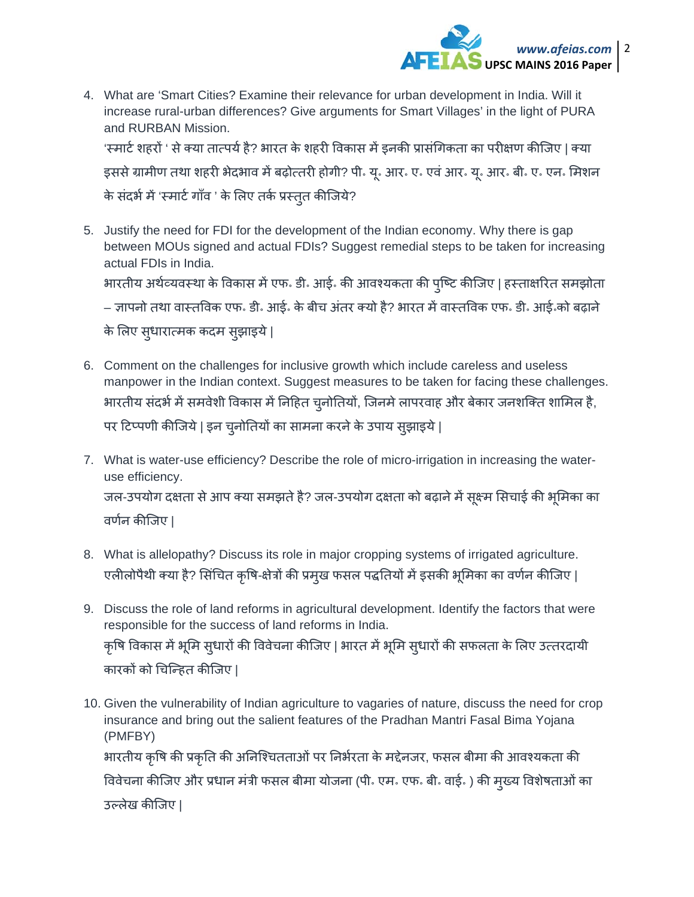4. What are 'Smart Cities? Examine their relevance for urban development in India. Will it increase rural-urban differences? Give arguments for Smart Villages' in the light of PURA and RURBAN Mission.

   'स्मार्ट शहरों ' से क्या तात्पर्य है? भारत के शहरी विकास में इनकी प्रासंगिकता का परीक्षण कीजिए | क्या इससे ग्रामीण तथा शहरी भेदभाव में बढ़ोत्तरी होगी? पी. यू. आर. ए. एवं आर. यू. आर. बी. ए. एन. मिशन के संदर्भ में 'स्मार्ट गाँव ' के लिए तर्क प्रस्तुत कीजिये?

5. Justify the need for FDI for the development of the Indian economy. Why there is gap between MOUs signed and actual FDIs? Suggest remedial steps to be taken for increasing actual FDIs in India.

   भारतीय अर्थव्यवस्था के विकास में एफ. डी. आई. की आवश्यकता की पुष्टि कीजिए | हस्ताक्षरित समझोता – ज्ञापनो तथा वास्तविक एफ. डी. आई. के बीच अंतर क्यो है? भारत में वास्तविक एफ. डी. आई.को बढ़ाने के लिए सुधारात्मक कदम सुझाइये |

6. Comment on the challenges for inclusive growth which include careless and useless manpower in the Indian context. Suggest measures to be taken for facing these challenges.

   भारतीय संदर्भ में समवेशी विकास में निहित चुनोतियों, जिनमे लापरवाह और बेकार जनशक्ति शामिल है, पर टिप्पणी कीजिये | इन चुनोतियों का सामना करने के उपाय सुझाइये |

7. What is water-use efficiency? Describe the role of micro-irrigation in increasing the water-use efficiency.

   जल-उपयोग दक्षता से आप क्या समझते है? जल-उपयोग दक्षता को बढ़ाने में सूक्ष्म सिचाई की भूमिका का वर्णन कीजिए |

8. What is allelopathy? Discuss its role in major cropping systems of irrigated agriculture.

   एलीलोपैथी क्या है? सिंचित कृषि-क्षेत्रों की प्रमुख फसल पद्धतियों में इसकी भूमिका का वर्णन कीजिए |

9. Discuss the role of land reforms in agricultural development. Identify the factors that were responsible for the success of land reforms in India.

   कृषि विकास में भूमि सुधारों की विवेचना कीजिए | भारत में भूमि सुधारों की सफलता के लिए उत्तरदायी कारकों को चिन्हित कीजिए |

10. Given the vulnerability of Indian agriculture to vagaries of nature, discuss the need for crop insurance and bring out the salient features of the Pradhan Mantri Fasal Bima Yojana (PMFBY)

    भारतीय कृषि की प्रकृति की अनिश्चितताओं पर निर्भरता के मद्देनजर, फसल बीमा की आवश्यकता की विवेचना कीजिए और प्रधान मंत्री फसल बीमा योजना (पी. एम. एफ. बी. वाई. ) की मुख्य विशेषताओं का उल्लेख कीजिए |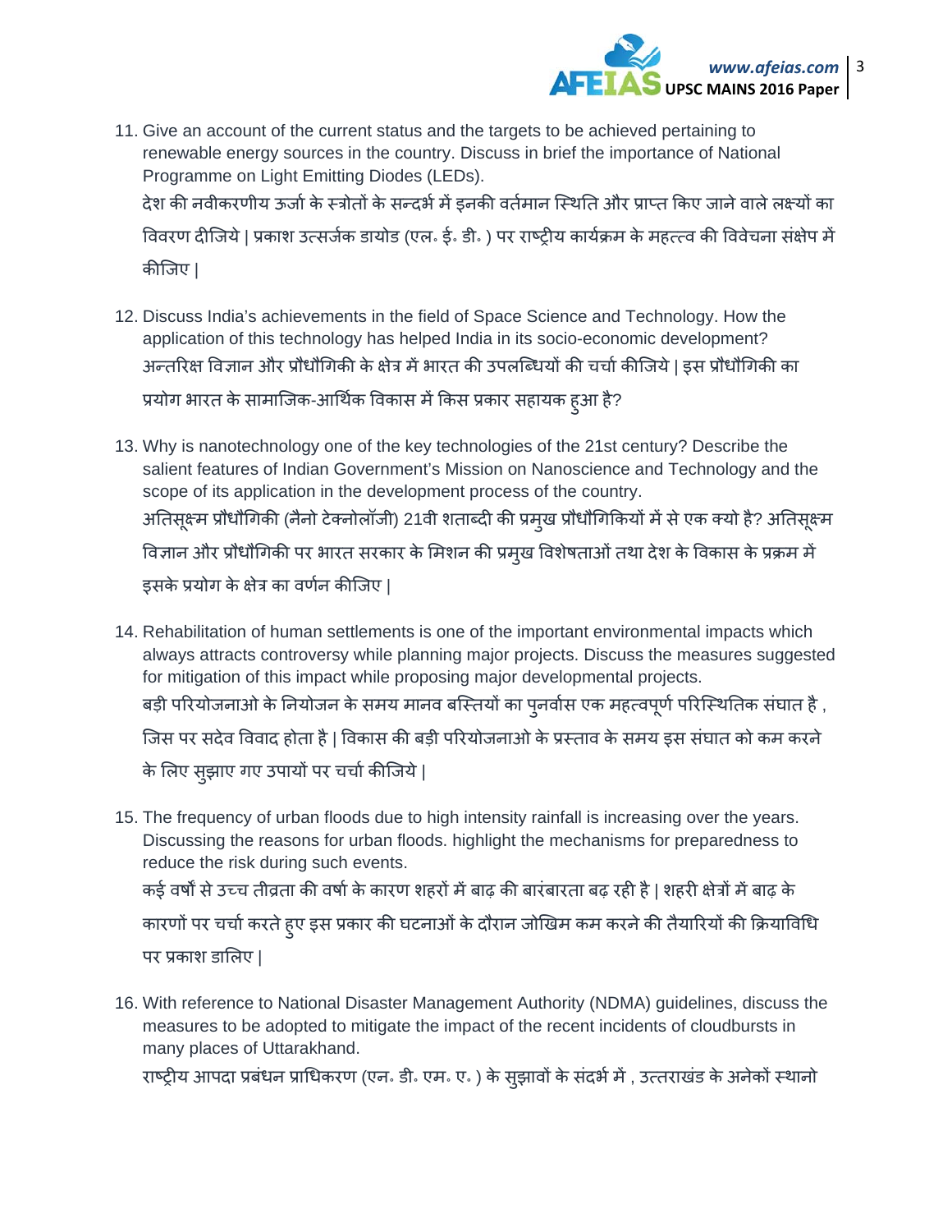11. Give an account of the current status and the targets to be achieved pertaining to renewable energy sources in the country. Discuss in brief the importance of National Programme on Light Emitting Diodes (LEDs).

    देश की नवीकरणीय ऊर्जा के स्त्रोतों के सन्दर्भ में इनकी वर्तमान स्थिति और प्राप्त किए जाने वाले लक्ष्यों का विवरण दीजिये | प्रकाश उत्सर्जक डायोड (एल॰ ई॰ डी॰ ) पर राष्ट्रीय कार्यक्रम के महत्त्व की विवेचना संक्षेप में कीजिए |

12. Discuss India's achievements in the field of Space Science and Technology. How the application of this technology has helped India in its socio-economic development?

    अन्तरिक्ष विज्ञान और प्रौद्योगिकी के क्षेत्र में भारत की उपलब्धियों की चर्चा कीजिये | इस प्रौद्योगिकी का प्रयोग भारत के सामाजिक-आर्थिक विकास में किस प्रकार सहायक हुआ है?

13. Why is nanotechnology one of the key technologies of the 21st century? Describe the salient features of Indian Government's Mission on Nanoscience and Technology and the scope of its application in the development process of the country.

    अतिसूक्ष्म प्रौद्योगिकी (नैनो टेक्नोलॉजी) 21वी शताब्दी की प्रमुख प्रौद्योगिकियों में से एक क्यों है? अतिसूक्ष्म विज्ञान और प्रौद्योगिकी पर भारत सरकार के मिशन की प्रमुख विशेषताओं तथा देश के विकास के प्रक्रम में इसके प्रयोग के क्षेत्र का वर्णन कीजिए |

14. Rehabilitation of human settlements is one of the important environmental impacts which always attracts controversy while planning major projects. Discuss the measures suggested for mitigation of this impact while proposing major developmental projects.

    बड़ी परियोजनाओ के नियोजन के समय मानव बस्तियों का पुनर्वास एक महत्वपूर्ण परिस्थितिक संघात है , जिस पर सदेव विवाद होता है | विकास की बड़ी परियोजनाओ के प्रस्ताव के समय इस संघात को कम करने के लिए सुझाए गए उपायों पर चर्चा कीजिये |

15. The frequency of urban floods due to high intensity rainfall is increasing over the years. Discussing the reasons for urban floods. highlight the mechanisms for preparedness to reduce the risk during such events.

    कई वर्षो से उच्च तीव्रता की वर्षा के कारण शहरों में बाढ़ की बारंबारता बढ़ रही है | शहरी क्षेत्रों में बाढ़ के कारणों पर चर्चा करते हुए इस प्रकार की घटनाओं के दौरान जोखिम कम करने की तैयारियों की क्रियाविधि पर प्रकाश डालिए |

16. With reference to National Disaster Management Authority (NDMA) guidelines, discuss the measures to be adopted to mitigate the impact of the recent incidents of cloudbursts in many places of Uttarakhand.

    राष्ट्रीय आपदा प्रबंधन प्राधिकरण (एन॰ डी॰ एम॰ ए॰ ) के सुझावों के संदर्भ में , उत्तराखंड के अनेकों स्थानो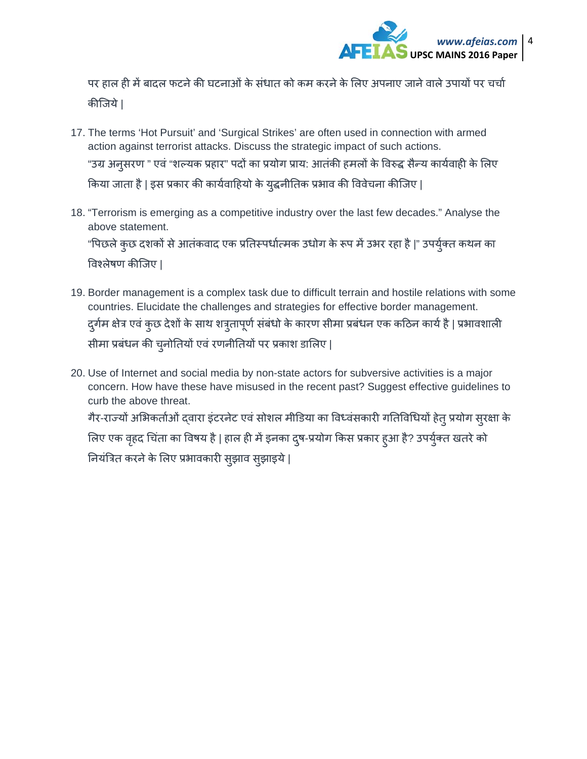पर हाल ही में बादल फटने की घटनाओं के संघात को कम करने के लिए अपनाए जाने वाले उपायों पर चर्चा कीजिये |

17. The terms 'Hot Pursuit' and 'Surgical Strikes' are often used in connection with armed action against terrorist attacks. Discuss the strategic impact of such actions.
"उग्र अनुसरण " एवं "शल्यक प्रहार" पदों का प्रयोग प्राय: आतंकी हमलों के विरुद्ध सैन्य कार्यवाही के लिए किया जाता है | इस प्रकार की कार्यवाहियो के युद्धनीतिक प्रभाव की विवेचना कीजिए |

18. "Terrorism is emerging as a competitive industry over the last few decades." Analyse the above statement.
"पिछले कुछ दशकों से आतंकवाद एक प्रतिस्पर्धात्मक उधोग के रूप में उभर रहा है |" उपर्युक्त कथन का विश्लेषण कीजिए |

19. Border management is a complex task due to difficult terrain and hostile relations with some countries. Elucidate the challenges and strategies for effective border management.
दुर्गम क्षेत्र एवं कुछ देशों के साथ शत्रुतापूर्ण संबंधो के कारण सीमा प्रबंधन एक कठिन कार्य है | प्रभावशाली सीमा प्रबंधन की चुनोतियों एवं रणनीतियों पर प्रकाश डालिए |

20. Use of Internet and social media by non-state actors for subversive activities is a major concern. How have these have misused in the recent past? Suggest effective guidelines to curb the above threat.
गैर-राज्यों अभिकर्ताओं द्वारा इंटरनेट एवं सोशल मीडिया का विध्वंसकारी गतिविधियों हेतु प्रयोग सुरक्षा के लिए एक वृहद चिंता का विषय है | हाल ही में इनका दुष-प्रयोग किस प्रकार हुआ है? उपर्युक्त खतरे को नियंत्रित करने के लिए प्रभावकारी सुझाव सुझाइये |